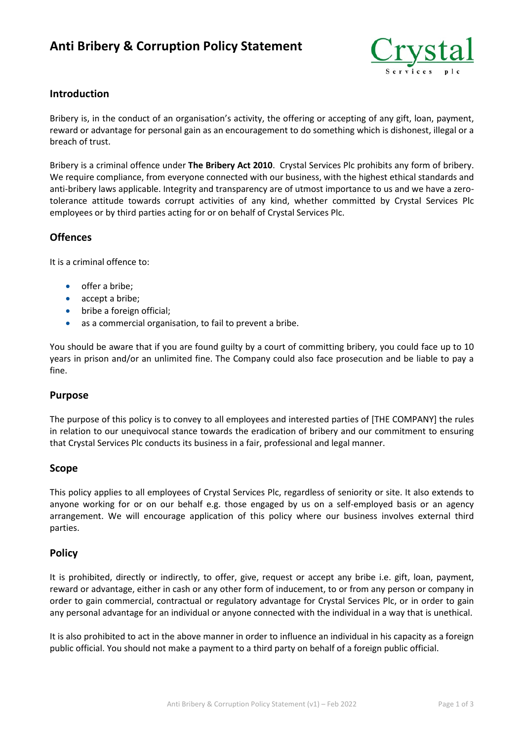# Anti Bribery & Corruption Policy Statement

## Introduction

Bribery is, in the conduct of an organisation's activity, the offering or accepting of any gift, loan, payment, reward or advantage for personal gain as an encouragement to do something which is dishonest, illegal or a breach of trust.

Bribery is a criminal offence under **The Bribery Act 2010**. Crystal Services Plc prohibits any form of bribery. We require compliance, from everyone connected with our business, with the highest ethical standards and anti-bribery laws applicable. Integrity and transparency are of utmost importance to us and we have a zero-tolerance attitude towards corrupt activities of any kind, whether committed by Crystal Services Plc employees or by third parties acting for or on behalf of Crystal Services Plc.

## Offences

It is a criminal offence to:

- offer a bribe;
- accept a bribe;
- bribe a foreign official;
- as a commercial organisation, to fail to prevent a bribe.

You should be aware that if you are found guilty by a court of committing bribery, you could face up to 10 years in prison and/or an unlimited fine. The Company could also face prosecution and be liable to pay a fine.

## Purpose

The purpose of this policy is to convey to all employees and interested parties of [THE COMPANY] the rules in relation to our unequivocal stance towards the eradication of bribery and our commitment to ensuring that Crystal Services Plc conducts its business in a fair, professional and legal manner.

## Scope

This policy applies to all employees of Crystal Services Plc, regardless of seniority or site. It also extends to anyone working for or on our behalf e.g. those engaged by us on a self-employed basis or an agency arrangement. We will encourage application of this policy where our business involves external third parties.

## Policy

It is prohibited, directly or indirectly, to offer, give, request or accept any bribe i.e. gift, loan, payment, reward or advantage, either in cash or any other form of inducement, to or from any person or company in order to gain commercial, contractual or regulatory advantage for Crystal Services Plc, or in order to gain any personal advantage for an individual or anyone connected with the individual in a way that is unethical.

It is also prohibited to act in the above manner in order to influence an individual in his capacity as a foreign public official. You should not make a payment to a third party on behalf of a foreign public official.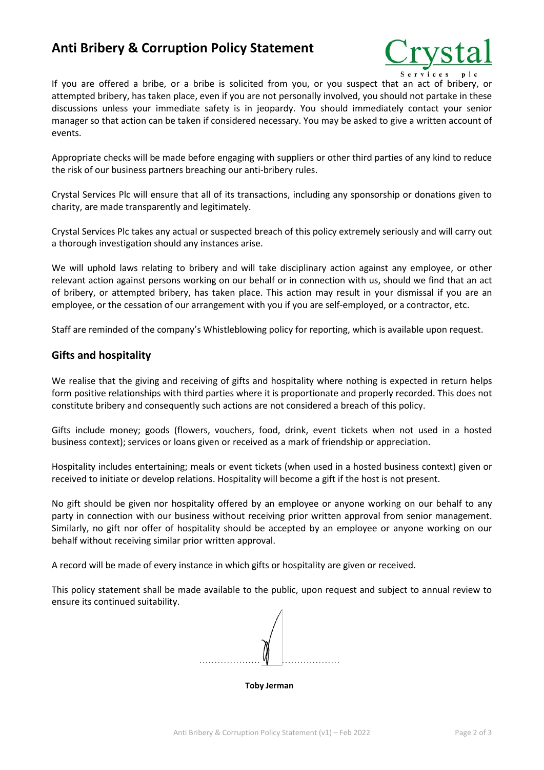# Anti Bribery & Corruption Policy Statement

If you are offered a bribe, or a bribe is solicited from you, or you suspect that an act of bribery, or attempted bribery, has taken place, even if you are not personally involved, you should not partake in these discussions unless your immediate safety is in jeopardy. You should immediately contact your senior manager so that action can be taken if considered necessary. You may be asked to give a written account of events.

Appropriate checks will be made before engaging with suppliers or other third parties of any kind to reduce the risk of our business partners breaching our anti-bribery rules.

Crystal Services Plc will ensure that all of its transactions, including any sponsorship or donations given to charity, are made transparently and legitimately.

Crystal Services Plc takes any actual or suspected breach of this policy extremely seriously and will carry out a thorough investigation should any instances arise.

We will uphold laws relating to bribery and will take disciplinary action against any employee, or other relevant action against persons working on our behalf or in connection with us, should we find that an act of bribery, or attempted bribery, has taken place. This action may result in your dismissal if you are an employee, or the cessation of our arrangement with you if you are self-employed, or a contractor, etc.

Staff are reminded of the company's Whistleblowing policy for reporting, which is available upon request.

## Gifts and hospitality

We realise that the giving and receiving of gifts and hospitality where nothing is expected in return helps form positive relationships with third parties where it is proportionate and properly recorded. This does not constitute bribery and consequently such actions are not considered a breach of this policy.

Gifts include money; goods (flowers, vouchers, food, drink, event tickets when not used in a hosted business context); services or loans given or received as a mark of friendship or appreciation.

Hospitality includes entertaining; meals or event tickets (when used in a hosted business context) given or received to initiate or develop relations. Hospitality will become a gift if the host is not present.

No gift should be given nor hospitality offered by an employee or anyone working on our behalf to any party in connection with our business without receiving prior written approval from senior management. Similarly, no gift nor offer of hospitality should be accepted by an employee or anyone working on our behalf without receiving similar prior written approval.

A record will be made of every instance in which gifts or hospitality are given or received.

This policy statement shall be made available to the public, upon request and subject to annual review to ensure its continued suitability.

.......................................

**Toby Jerman**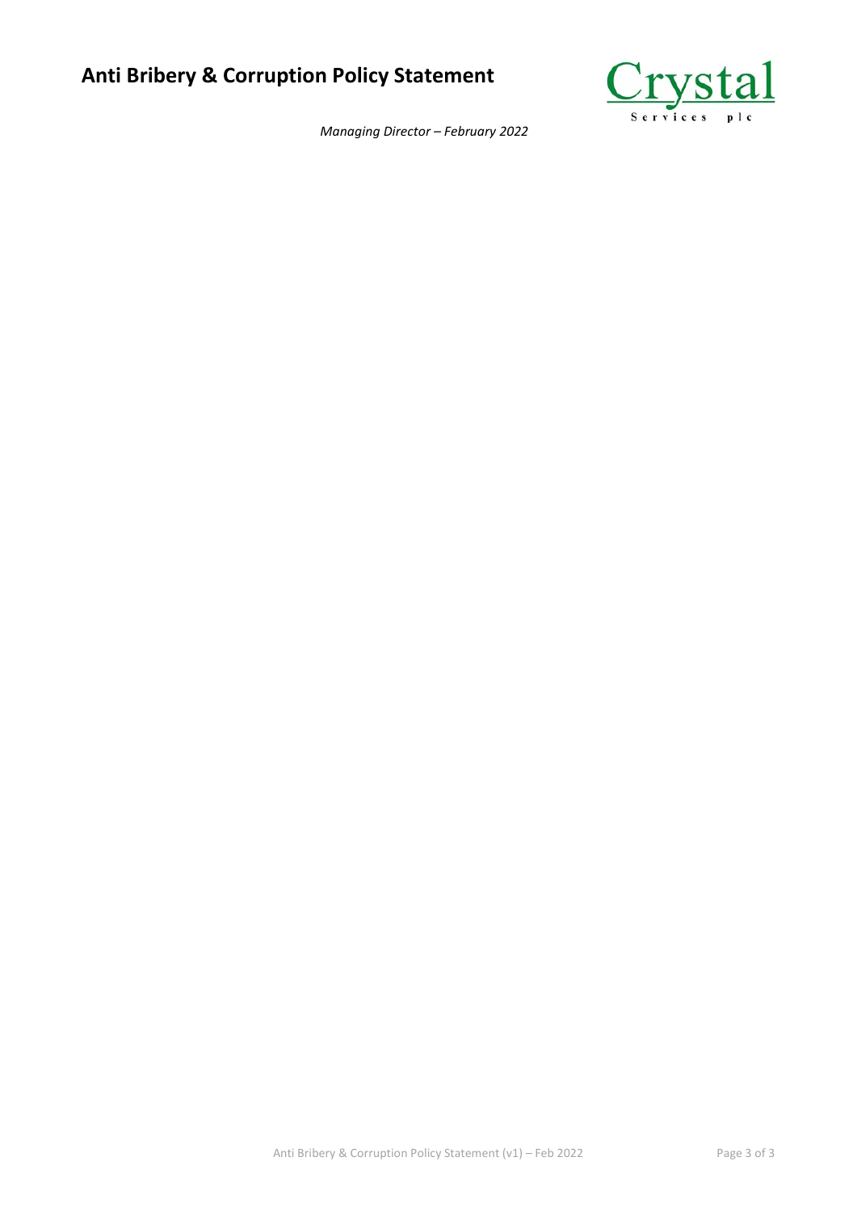*Managing Director – February 2022*